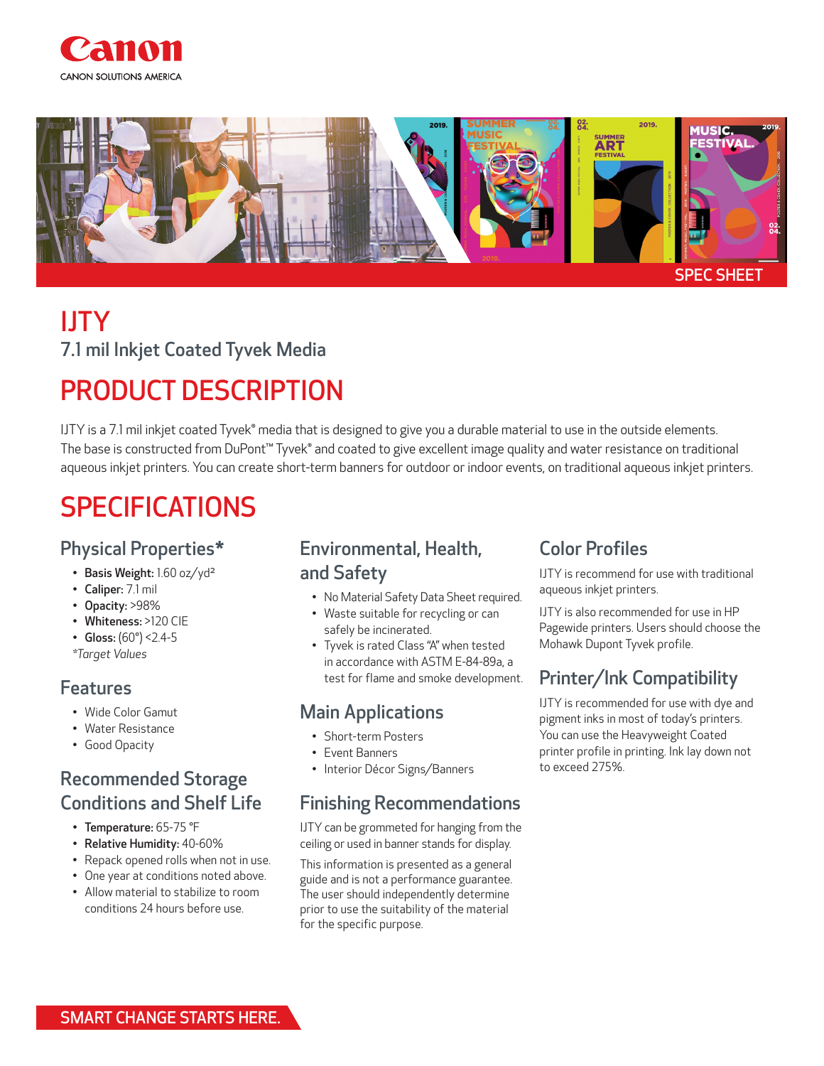Canon

CANON SOLUTIONS AMERICA

SPEC SHEET

# IJTY

## 7.1 mil Inkjet Coated Tyvek Media

# PRODUCT DESCRIPTION

IJTY is a 7.1 mil inkjet coated Tyvek® media that is designed to give you a durable material to use in the outside elements. The base is constructed from DuPont™ Tyvek® and coated to give excellent image quality and water resistance on traditional aqueous inkjet printers. You can create short-term banners for outdoor or indoor events, on traditional aqueous inkjet printers.

# SPECIFICATIONS

## Physical Properties*

- **Basis Weight:** 1.60 oz/yd²
- **Caliper:** 7.1 mil
- **Opacity:** >98%
- **Whiteness:** >120 CIE
- **Gloss:** (60°) <2.4-5

*Target Values*

## Features

- Wide Color Gamut
- Water Resistance
- Good Opacity

## Recommended Storage Conditions and Shelf Life

- **Temperature:** 65-75 °F
- **Relative Humidity:** 40-60%
- Repack opened rolls when not in use.
- One year at conditions noted above.
- Allow material to stabilize to room conditions 24 hours before use.

## Environmental, Health, and Safety

- No Material Safety Data Sheet required.
- Waste suitable for recycling or can safely be incinerated.
- Tyvek is rated Class "A" when tested in accordance with ASTM E-84-89a, a test for flame and smoke development.

## Main Applications

- Short-term Posters
- Event Banners
- Interior Décor Signs/Banners

## Finishing Recommendations

IJTY can be grommeted for hanging from the ceiling or used in banner stands for display.

This information is presented as a general guide and is not a performance guarantee. The user should independently determine prior to use the suitability of the material for the specific purpose.

## Color Profiles

IJTY is recommend for use with traditional aqueous inkjet printers.

IJTY is also recommended for use in HP Pagewide printers. Users should choose the Mohawk Dupont Tyvek profile.

## Printer/Ink Compatibility

IJTY is recommended for use with dye and pigment inks in most of today's printers. You can use the Heavyweight Coated printer profile in printing. Ink lay down not to exceed 275%.

SMART CHANGE STARTS HERE.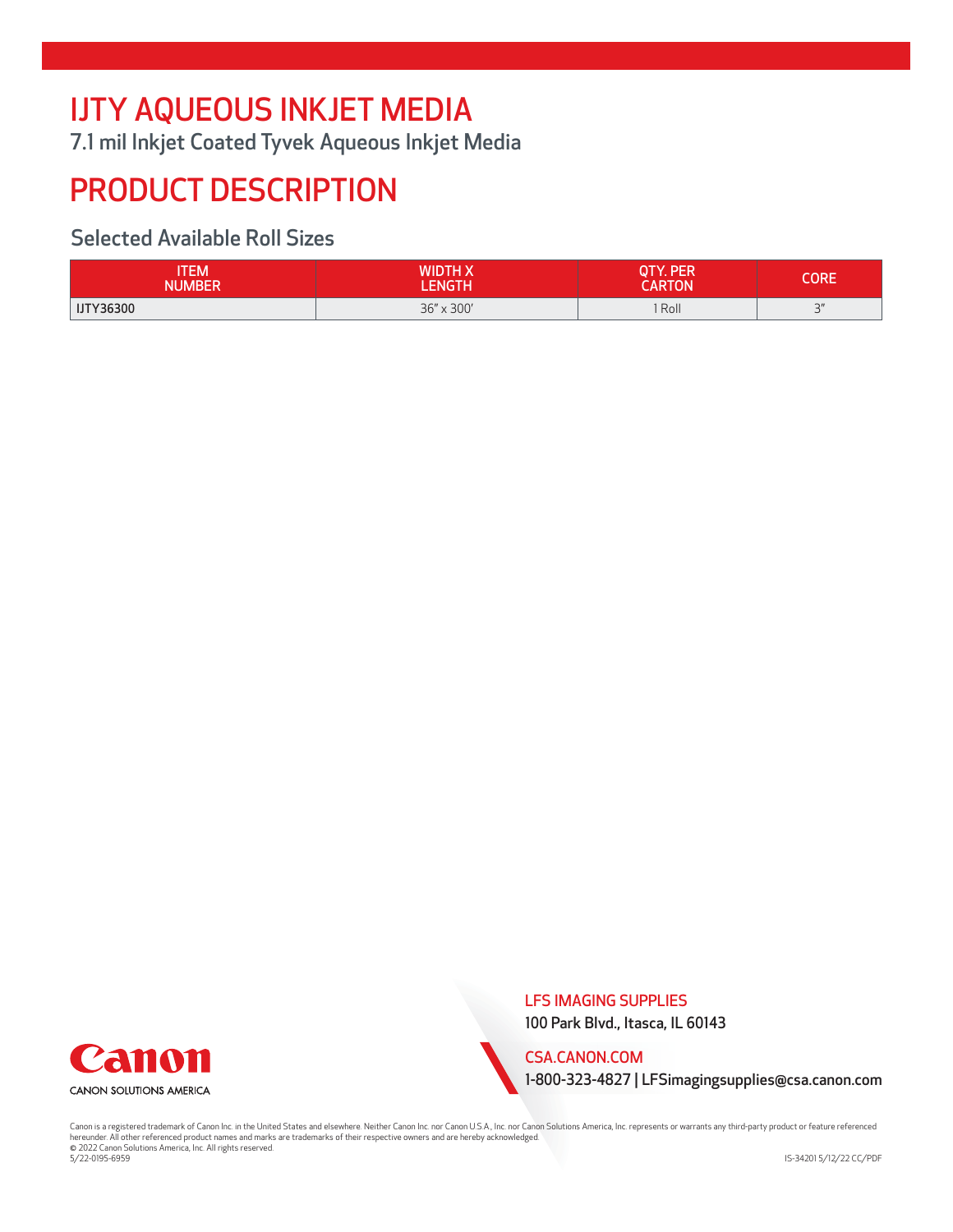# IJTY AQUEOUS INKJET MEDIA

7.1 mil Inkjet Coated Tyvek Aqueous Inkjet Media

# PRODUCT DESCRIPTION

## Selected Available Roll Sizes

| ITEM NUMBER | WIDTH X LENGTH | QTY. PER CARTON | CORE |
|---|---|---|---|
| IJTY36300 | 36" x 300' | 1 Roll | 3" |

CANON SOLUTIONS AMERICA

LFS IMAGING SUPPLIES
100 Park Blvd., Itasca, IL 60143

CSA.CANON.COM
1-800-323-4827 | LFSimagingsupplies@csa.canon.com

Canon is a registered trademark of Canon Inc. in the United States and elsewhere. Neither Canon Inc. nor Canon U.S.A., Inc. nor Canon Solutions America, Inc. represents or warrants any third-party product or feature referenced hereunder. All other referenced product names and marks are trademarks of their respective owners and are hereby acknowledged.
© 2022 Canon Solutions America, Inc. All rights reserved.
5/22-0195-6959

IS-34201 5/12/22 CC/PDF